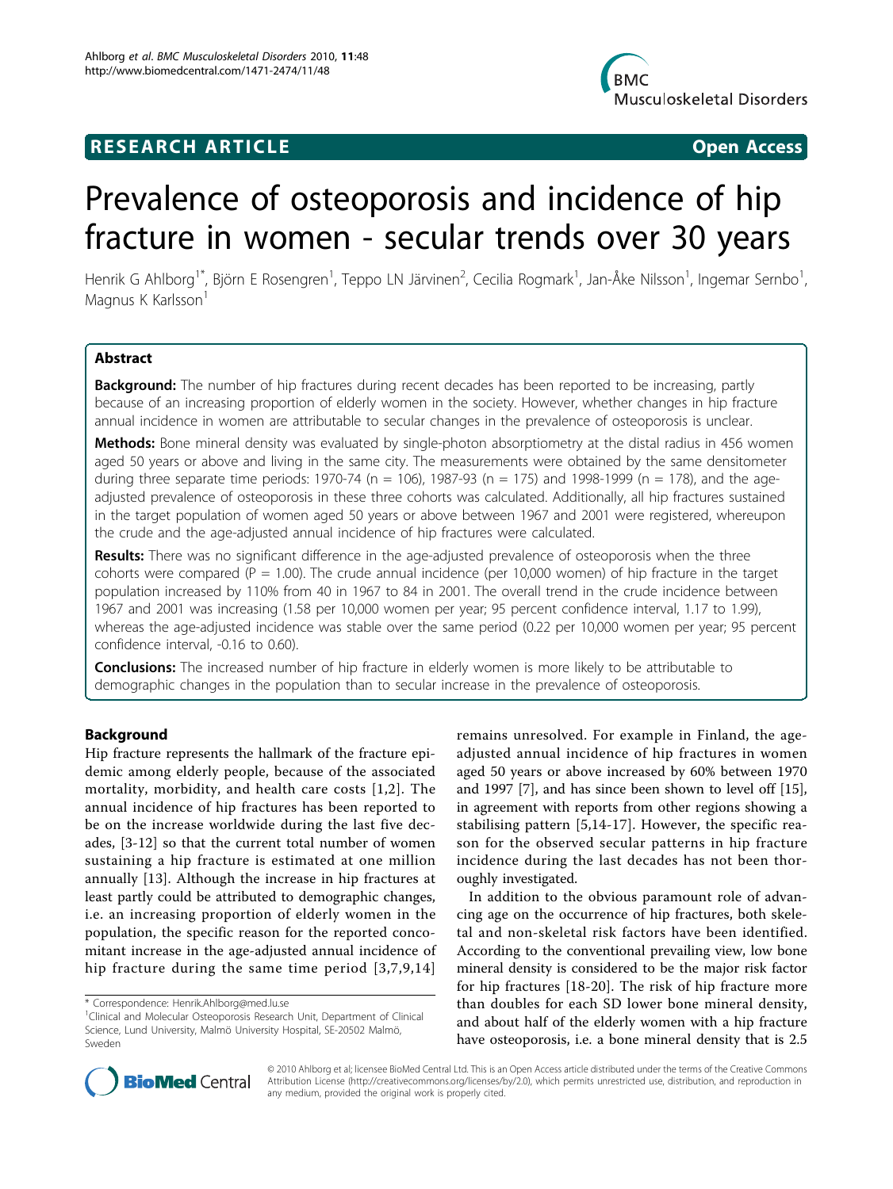**RESEARCH ARTICLE** **Open Access**

# Prevalence of osteoporosis and incidence of hip fracture in women - secular trends over 30 years

Henrik G Ahlborg[1*], Björn E Rosengren[1], Teppo LN Järvinen[2], Cecilia Rogmark[1], Jan-Åke Nilsson[1], Ingemar Sernbo[1], Magnus K Karlsson[1]

## Abstract

**Background:** The number of hip fractures during recent decades has been reported to be increasing, partly because of an increasing proportion of elderly women in the society. However, whether changes in hip fracture annual incidence in women are attributable to secular changes in the prevalence of osteoporosis is unclear.

**Methods:** Bone mineral density was evaluated by single-photon absorptiometry at the distal radius in 456 women aged 50 years or above and living in the same city. The measurements were obtained by the same densitometer during three separate time periods: 1970-74 (n = 106), 1987-93 (n = 175) and 1998-1999 (n = 178), and the age-adjusted prevalence of osteoporosis in these three cohorts was calculated. Additionally, all hip fractures sustained in the target population of women aged 50 years or above between 1967 and 2001 were registered, whereupon the crude and the age-adjusted annual incidence of hip fractures were calculated.

**Results:** There was no significant difference in the age-adjusted prevalence of osteoporosis when the three cohorts were compared (P = 1.00). The crude annual incidence (per 10,000 women) of hip fracture in the target population increased by 110% from 40 in 1967 to 84 in 2001. The overall trend in the crude incidence between 1967 and 2001 was increasing (1.58 per 10,000 women per year; 95 percent confidence interval, 1.17 to 1.99), whereas the age-adjusted incidence was stable over the same period (0.22 per 10,000 women per year; 95 percent confidence interval, -0.16 to 0.60).

**Conclusions:** The increased number of hip fracture in elderly women is more likely to be attributable to demographic changes in the population than to secular increase in the prevalence of osteoporosis.

## Background

Hip fracture represents the hallmark of the fracture epidemic among elderly people, because of the associated mortality, morbidity, and health care costs [1,2]. The annual incidence of hip fractures has been reported to be on the increase worldwide during the last five decades, [3-12] so that the current total number of women sustaining a hip fracture is estimated at one million annually [13]. Although the increase in hip fractures at least partly could be attributed to demographic changes, i.e. an increasing proportion of elderly women in the population, the specific reason for the reported concomitant increase in the age-adjusted annual incidence of hip fracture during the same time period [3,7,9,14] remains unresolved. For example in Finland, the age-adjusted annual incidence of hip fractures in women aged 50 years or above increased by 60% between 1970 and 1997 [7], and has since been shown to level off [15], in agreement with reports from other regions showing a stabilising pattern [5,14-17]. However, the specific reason for the observed secular patterns in hip fracture incidence during the last decades has not been thoroughly investigated.

In addition to the obvious paramount role of advancing age on the occurrence of hip fractures, both skeletal and non-skeletal risk factors have been identified. According to the conventional prevailing view, low bone mineral density is considered to be the major risk factor for hip fractures [18-20]. The risk of hip fracture more than doubles for each SD lower bone mineral density, and about half of the elderly women with a hip fracture have osteoporosis, i.e. a bone mineral density that is 2.5

\* Correspondence: Henrik.Ahlborg@med.lu.se
[1]Clinical and Molecular Osteoporosis Research Unit, Department of Clinical Science, Lund University, Malmö University Hospital, SE-20502 Malmö, Sweden

© 2010 Ahlborg et al; licensee BioMed Central Ltd. This is an Open Access article distributed under the terms of the Creative Commons Attribution License (http://creativecommons.org/licenses/by/2.0), which permits unrestricted use, distribution, and reproduction in any medium, provided the original work is properly cited.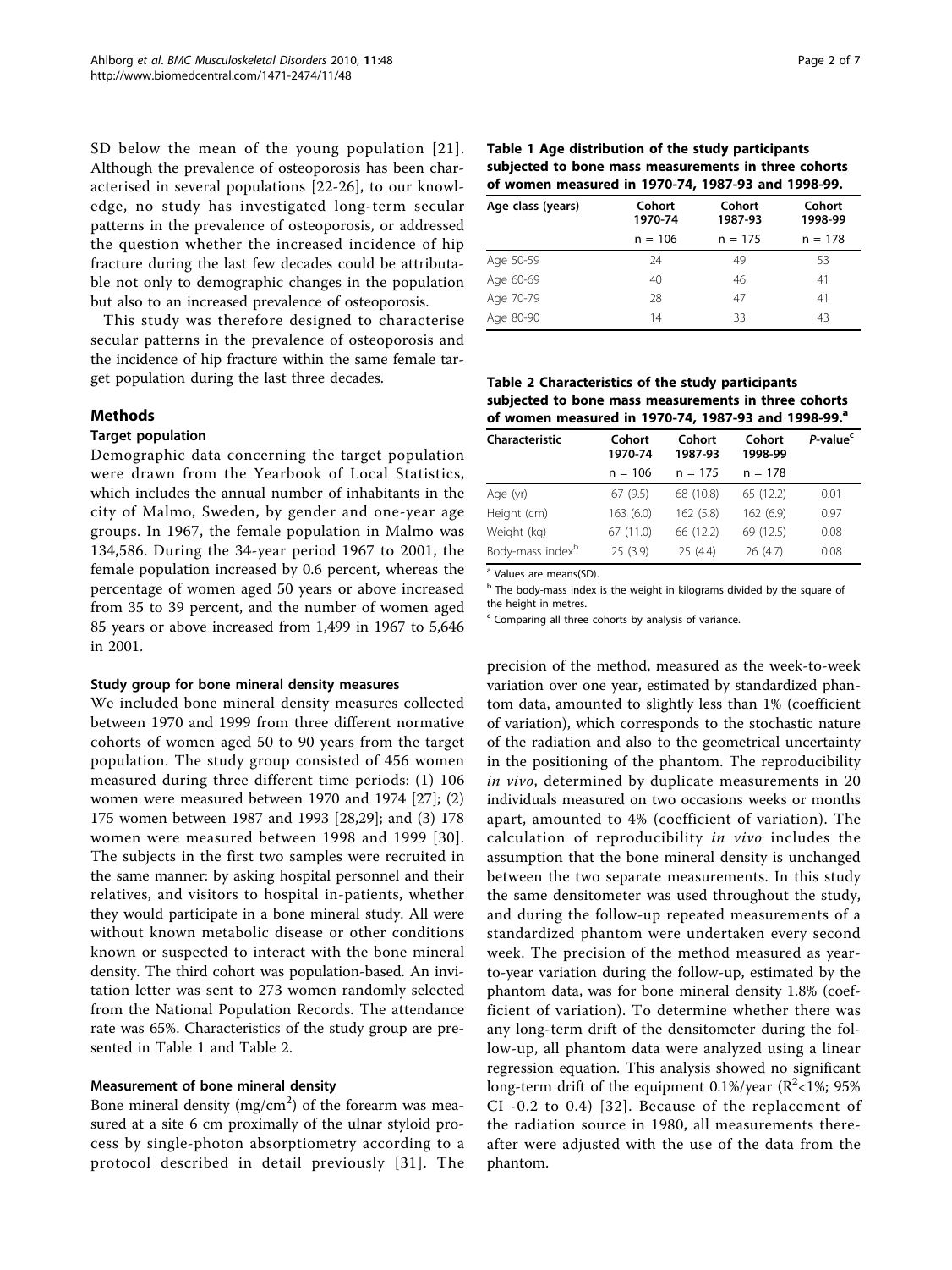SD below the mean of the young population [21]. Although the prevalence of osteoporosis has been characterised in several populations [22-26], to our knowledge, no study has investigated long-term secular patterns in the prevalence of osteoporosis, or addressed the question whether the increased incidence of hip fracture during the last few decades could be attributable not only to demographic changes in the population but also to an increased prevalence of osteoporosis.

This study was therefore designed to characterise secular patterns in the prevalence of osteoporosis and the incidence of hip fracture within the same female target population during the last three decades.

## Methods

### Target population

Demographic data concerning the target population were drawn from the Yearbook of Local Statistics, which includes the annual number of inhabitants in the city of Malmo, Sweden, by gender and one-year age groups. In 1967, the female population in Malmo was 134,586. During the 34-year period 1967 to 2001, the female population increased by 0.6 percent, whereas the percentage of women aged 50 years or above increased from 35 to 39 percent, and the number of women aged 85 years or above increased from 1,499 in 1967 to 5,646 in 2001.

#### Study group for bone mineral density measures

We included bone mineral density measures collected between 1970 and 1999 from three different normative cohorts of women aged 50 to 90 years from the target population. The study group consisted of 456 women measured during three different time periods: (1) 106 women were measured between 1970 and 1974 [27]; (2) 175 women between 1987 and 1993 [28,29]; and (3) 178 women were measured between 1998 and 1999 [30]. The subjects in the first two samples were recruited in the same manner: by asking hospital personnel and their relatives, and visitors to hospital in-patients, whether they would participate in a bone mineral study. All were without known metabolic disease or other conditions known or suspected to interact with the bone mineral density. The third cohort was population-based. An invitation letter was sent to 273 women randomly selected from the National Population Records. The attendance rate was 65%. Characteristics of the study group are presented in Table 1 and Table 2.

**Table 1 Age distribution of the study participants subjected to bone mass measurements in three cohorts of women measured in 1970-74, 1987-93 and 1998-99.**

| Age class (years) | Cohort 1970-74 | Cohort 1987-93 | Cohort 1998-99 |
|---|---|---|---|
| | n = 106 | n = 175 | n = 178 |
| Age 50-59 | 24 | 49 | 53 |
| Age 60-69 | 40 | 46 | 41 |
| Age 70-79 | 28 | 47 | 41 |
| Age 80-90 | 14 | 33 | 43 |

**Table 2 Characteristics of the study participants subjected to bone mass measurements in three cohorts of women measured in 1970-74, 1987-93 and 1998-99.[a]**

| Characteristic | Cohort 1970-74 | Cohort 1987-93 | Cohort 1998-99 | *P*-value[c] |
|---|---|---|---|---|
| | n = 106 | n = 175 | n = 178 | |
| Age (yr) | 67 (9.5) | 68 (10.8) | 65 (12.2) | 0.01 |
| Height (cm) | 163 (6.0) | 162 (5.8) | 162 (6.9) | 0.97 |
| Weight (kg) | 67 (11.0) | 66 (12.2) | 69 (12.5) | 0.08 |
| Body-mass index[b] | 25 (3.9) | 25 (4.4) | 26 (4.7) | 0.08 |

[a] Values are means(SD).

[b] The body-mass index is the weight in kilograms divided by the square of the height in metres.

[c] Comparing all three cohorts by analysis of variance.

#### Measurement of bone mineral density

Bone mineral density (mg/cm$^2$) of the forearm was measured at a site 6 cm proximally of the ulnar styloid process by single-photon absorptiometry according to a protocol described in detail previously [31]. The precision of the method, measured as the week-to-week variation over one year, estimated by standardized phantom data, amounted to slightly less than 1% (coefficient of variation), which corresponds to the stochastic nature of the radiation and also to the geometrical uncertainty in the positioning of the phantom. The reproducibility *in vivo*, determined by duplicate measurements in 20 individuals measured on two occasions weeks or months apart, amounted to 4% (coefficient of variation). The calculation of reproducibility *in vivo* includes the assumption that the bone mineral density is unchanged between the two separate measurements. In this study the same densitometer was used throughout the study, and during the follow-up repeated measurements of a standardized phantom were undertaken every second week. The precision of the method measured as year-to-year variation during the follow-up, estimated by the phantom data, was for bone mineral density 1.8% (coefficient of variation). To determine whether there was any long-term drift of the densitometer during the follow-up, all phantom data were analyzed using a linear regression equation. This analysis showed no significant long-term drift of the equipment 0.1%/year ($R^2$<1%; 95% CI -0.2 to 0.4) [32]. Because of the replacement of the radiation source in 1980, all measurements thereafter were adjusted with the use of the data from the phantom.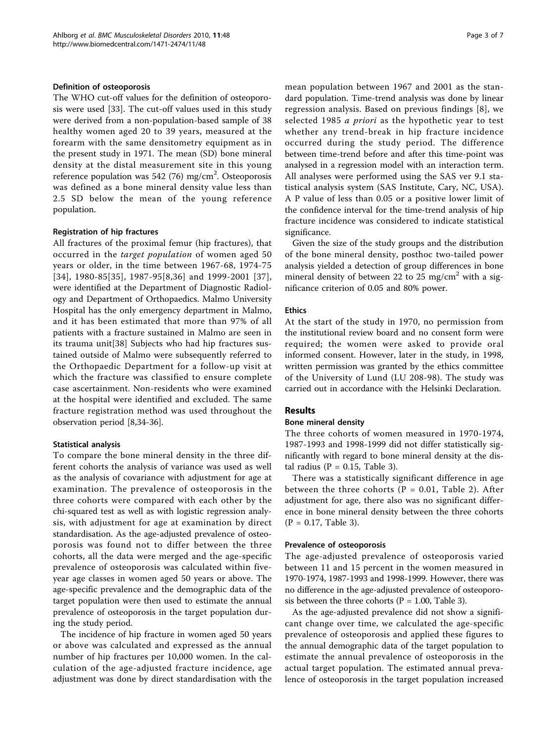### Definition of osteoporosis

The WHO cut-off values for the definition of osteoporosis were used [33]. The cut-off values used in this study were derived from a non-population-based sample of 38 healthy women aged 20 to 39 years, measured at the forearm with the same densitometry equipment as in the present study in 1971. The mean (SD) bone mineral density at the distal measurement site in this young reference population was 542 (76) mg/cm$^2$. Osteoporosis was defined as a bone mineral density value less than 2.5 SD below the mean of the young reference population.

### Registration of hip fractures

All fractures of the proximal femur (hip fractures), that occurred in the *target population* of women aged 50 years or older, in the time between 1967-68, 1974-75 [34], 1980-85[35], 1987-95[8,36] and 1999-2001 [37], were identified at the Department of Diagnostic Radiology and Department of Orthopaedics. Malmo University Hospital has the only emergency department in Malmo, and it has been estimated that more than 97% of all patients with a fracture sustained in Malmo are seen in its trauma unit[38] Subjects who had hip fractures sustained outside of Malmo were subsequently referred to the Orthopaedic Department for a follow-up visit at which the fracture was classified to ensure complete case ascertainment. Non-residents who were examined at the hospital were identified and excluded. The same fracture registration method was used throughout the observation period [8,34-36].

### Statistical analysis

To compare the bone mineral density in the three different cohorts the analysis of variance was used as well as the analysis of covariance with adjustment for age at examination. The prevalence of osteoporosis in the three cohorts were compared with each other by the chi-squared test as well as with logistic regression analysis, with adjustment for age at examination by direct standardisation. As the age-adjusted prevalence of osteoporosis was found not to differ between the three cohorts, all the data were merged and the age-specific prevalence of osteoporosis was calculated within five-year age classes in women aged 50 years or above. The age-specific prevalence and the demographic data of the target population were then used to estimate the annual prevalence of osteoporosis in the target population during the study period.

The incidence of hip fracture in women aged 50 years or above was calculated and expressed as the annual number of hip fractures per 10,000 women. In the calculation of the age-adjusted fracture incidence, age adjustment was done by direct standardisation with the mean population between 1967 and 2001 as the standard population. Time-trend analysis was done by linear regression analysis. Based on previous findings [8], we selected 1985 *a priori* as the hypothetic year to test whether any trend-break in hip fracture incidence occurred during the study period. The difference between time-trend before and after this time-point was analysed in a regression model with an interaction term. All analyses were performed using the SAS ver 9.1 statistical analysis system (SAS Institute, Cary, NC, USA). A P value of less than 0.05 or a positive lower limit of the confidence interval for the time-trend analysis of hip fracture incidence was considered to indicate statistical significance.

Given the size of the study groups and the distribution of the bone mineral density, posthoc two-tailed power analysis yielded a detection of group differences in bone mineral density of between 22 to 25 mg/cm$^2$ with a significance criterion of 0.05 and 80% power.

### Ethics

At the start of the study in 1970, no permission from the institutional review board and no consent form were required; the women were asked to provide oral informed consent. However, later in the study, in 1998, written permission was granted by the ethics committee of the University of Lund (LU 208-98). The study was carried out in accordance with the Helsinki Declaration.

## Results

### Bone mineral density

The three cohorts of women measured in 1970-1974, 1987-1993 and 1998-1999 did not differ statistically significantly with regard to bone mineral density at the distal radius (P = 0.15, Table 3).

There was a statistically significant difference in age between the three cohorts (P = 0.01, Table 2). After adjustment for age, there also was no significant difference in bone mineral density between the three cohorts (P = 0.17, Table 3).

### Prevalence of osteoporosis

The age-adjusted prevalence of osteoporosis varied between 11 and 15 percent in the women measured in 1970-1974, 1987-1993 and 1998-1999. However, there was no difference in the age-adjusted prevalence of osteoporosis between the three cohorts (P = 1.00, Table 3).

As the age-adjusted prevalence did not show a significant change over time, we calculated the age-specific prevalence of osteoporosis and applied these figures to the annual demographic data of the target population to estimate the annual prevalence of osteoporosis in the actual target population. The estimated annual prevalence of osteoporosis in the target population increased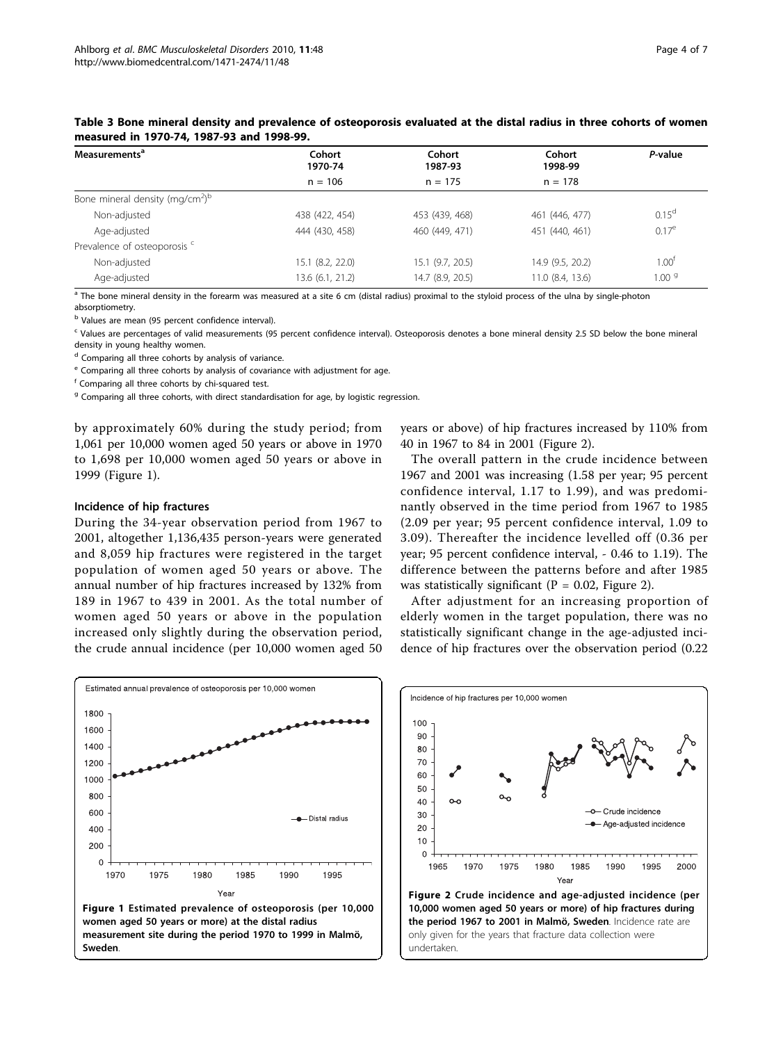**Table 3 Bone mineral density and prevalence of osteoporosis evaluated at the distal radius in three cohorts of women measured in 1970-74, 1987-93 and 1998-99.**

| Measurements[a] | Cohort 1970-74 | Cohort 1987-93 | Cohort 1998-99 | *P*-value |
|---|---|---|---|---|
| | n = 106 | n = 175 | n = 178 | |
| Bone mineral density (mg/cm$^2$)[b] | | | | |
| Non-adjusted | 438 (422, 454) | 453 (439, 468) | 461 (446, 477) | 0.15[d] |
| Age-adjusted | 444 (430, 458) | 460 (449, 471) | 451 (440, 461) | 0.17[e] |
| Prevalence of osteoporosis [c] | | | | |
| Non-adjusted | 15.1 (8.2, 22.0) | 15.1 (9.7, 20.5) | 14.9 (9.5, 20.2) | 1.00[f] |
| Age-adjusted | 13.6 (6.1, 21.2) | 14.7 (8.9, 20.5) | 11.0 (8.4, 13.6) | 1.00 [g] |

[a] The bone mineral density in the forearm was measured at a site 6 cm (distal radius) proximal to the styloid process of the ulna by single-photon absorptiometry.
[b] Values are mean (95 percent confidence interval).
[c] Values are percentages of valid measurements (95 percent confidence interval). Osteoporosis denotes a bone mineral density 2.5 SD below the bone mineral density in young healthy women.
[d] Comparing all three cohorts by analysis of variance.
[e] Comparing all three cohorts by analysis of covariance with adjustment for age.
[f] Comparing all three cohorts by chi-squared test.
[g] Comparing all three cohorts, with direct standardisation for age, by logistic regression.

by approximately 60% during the study period; from 1,061 per 10,000 women aged 50 years or above in 1970 to 1,698 per 10,000 women aged 50 years or above in 1999 (Figure 1).

### Incidence of hip fractures

During the 34-year observation period from 1967 to 2001, altogether 1,136,435 person-years were generated and 8,059 hip fractures were registered in the target population of women aged 50 years or above. The annual number of hip fractures increased by 132% from 189 in 1967 to 439 in 2001. As the total number of women aged 50 years or above in the population increased only slightly during the observation period, the crude annual incidence (per 10,000 women aged 50 years or above) of hip fractures increased by 110% from 40 in 1967 to 84 in 2001 (Figure 2).

The overall pattern in the crude incidence between 1967 and 2001 was increasing (1.58 per year; 95 percent confidence interval, 1.17 to 1.99), and was predominantly observed in the time period from 1967 to 1985 (2.09 per year; 95 percent confidence interval, 1.09 to 3.09). Thereafter the incidence levelled off (0.36 per year; 95 percent confidence interval, - 0.46 to 1.19). The difference between the patterns before and after 1985 was statistically significant (P = 0.02, Figure 2).

After adjustment for an increasing proportion of elderly women in the target population, there was no statistically significant change in the age-adjusted incidence of hip fractures over the observation period (0.22

**Figure 1 Estimated prevalence of osteoporosis (per 10,000 women aged 50 years or more) at the distal radius measurement site during the period 1970 to 1999 in Malmö, Sweden**.

**Figure 2 Crude incidence and age-adjusted incidence (per 10,000 women aged 50 years or more) of hip fractures during the period 1967 to 2001 in Malmö, Sweden**. Incidence rate are only given for the years that fracture data collection were undertaken.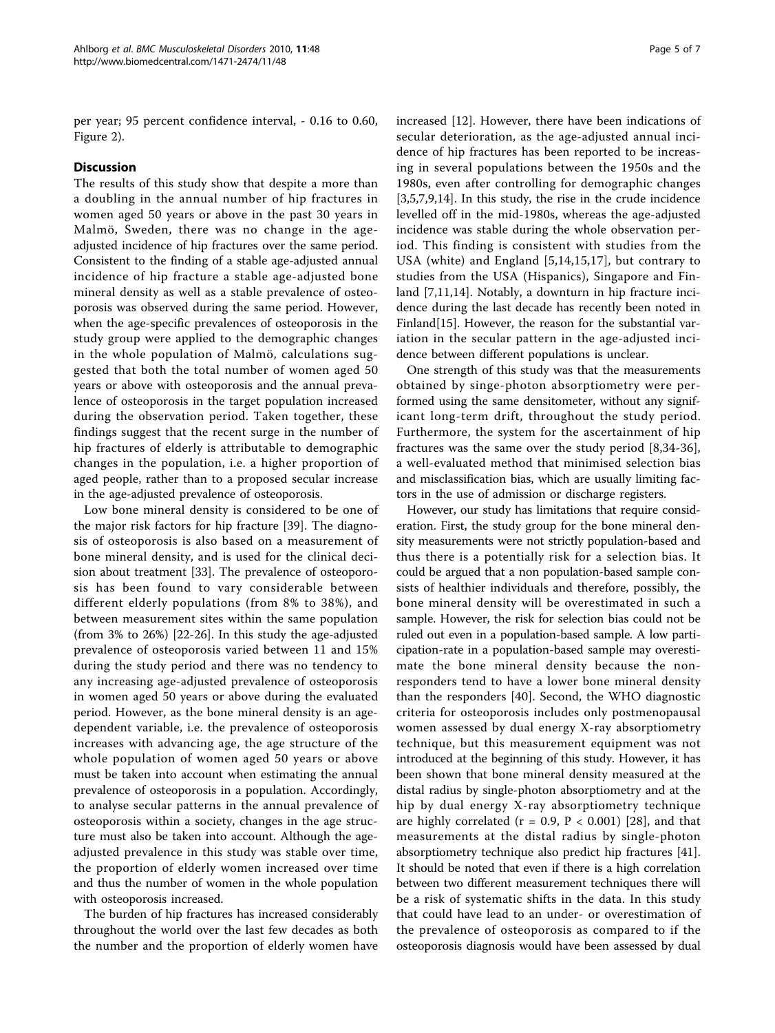per year; 95 percent confidence interval, - 0.16 to 0.60, Figure 2).

## Discussion

The results of this study show that despite a more than a doubling in the annual number of hip fractures in women aged 50 years or above in the past 30 years in Malmö, Sweden, there was no change in the age-adjusted incidence of hip fractures over the same period. Consistent to the finding of a stable age-adjusted annual incidence of hip fracture a stable age-adjusted bone mineral density as well as a stable prevalence of osteoporosis was observed during the same period. However, when the age-specific prevalences of osteoporosis in the study group were applied to the demographic changes in the whole population of Malmö, calculations suggested that both the total number of women aged 50 years or above with osteoporosis and the annual prevalence of osteoporosis in the target population increased during the observation period. Taken together, these findings suggest that the recent surge in the number of hip fractures of elderly is attributable to demographic changes in the population, i.e. a higher proportion of aged people, rather than to a proposed secular increase in the age-adjusted prevalence of osteoporosis.

Low bone mineral density is considered to be one of the major risk factors for hip fracture [39]. The diagnosis of osteoporosis is also based on a measurement of bone mineral density, and is used for the clinical decision about treatment [33]. The prevalence of osteoporosis has been found to vary considerable between different elderly populations (from 8% to 38%), and between measurement sites within the same population (from 3% to 26%) [22-26]. In this study the age-adjusted prevalence of osteoporosis varied between 11 and 15% during the study period and there was no tendency to any increasing age-adjusted prevalence of osteoporosis in women aged 50 years or above during the evaluated period. However, as the bone mineral density is an age-dependent variable, i.e. the prevalence of osteoporosis increases with advancing age, the age structure of the whole population of women aged 50 years or above must be taken into account when estimating the annual prevalence of osteoporosis in a population. Accordingly, to analyse secular patterns in the annual prevalence of osteoporosis within a society, changes in the age structure must also be taken into account. Although the age-adjusted prevalence in this study was stable over time, the proportion of elderly women increased over time and thus the number of women in the whole population with osteoporosis increased.

The burden of hip fractures has increased considerably throughout the world over the last few decades as both the number and the proportion of elderly women have increased [12]. However, there have been indications of secular deterioration, as the age-adjusted annual incidence of hip fractures has been reported to be increasing in several populations between the 1950s and the 1980s, even after controlling for demographic changes [3,5,7,9,14]. In this study, the rise in the crude incidence levelled off in the mid-1980s, whereas the age-adjusted incidence was stable during the whole observation period. This finding is consistent with studies from the USA (white) and England [5,14,15,17], but contrary to studies from the USA (Hispanics), Singapore and Finland [7,11,14]. Notably, a downturn in hip fracture incidence during the last decade has recently been noted in Finland[15]. However, the reason for the substantial variation in the secular pattern in the age-adjusted incidence between different populations is unclear.

One strength of this study was that the measurements obtained by singe-photon absorptiometry were performed using the same densitometer, without any significant long-term drift, throughout the study period. Furthermore, the system for the ascertainment of hip fractures was the same over the study period [8,34-36], a well-evaluated method that minimised selection bias and misclassification bias, which are usually limiting factors in the use of admission or discharge registers.

However, our study has limitations that require consideration. First, the study group for the bone mineral density measurements were not strictly population-based and thus there is a potentially risk for a selection bias. It could be argued that a non population-based sample consists of healthier individuals and therefore, possibly, the bone mineral density will be overestimated in such a sample. However, the risk for selection bias could not be ruled out even in a population-based sample. A low participation-rate in a population-based sample may overestimate the bone mineral density because the non-responders tend to have a lower bone mineral density than the responders [40]. Second, the WHO diagnostic criteria for osteoporosis includes only postmenopausal women assessed by dual energy X-ray absorptiometry technique, but this measurement equipment was not introduced at the beginning of this study. However, it has been shown that bone mineral density measured at the distal radius by single-photon absorptiometry and at the hip by dual energy X-ray absorptiometry technique are highly correlated ($r = 0.9$, $P < 0.001$) [28], and that measurements at the distal radius by single-photon absorptiometry technique also predict hip fractures [41]. It should be noted that even if there is a high correlation between two different measurement techniques there will be a risk of systematic shifts in the data. In this study that could have lead to an under- or overestimation of the prevalence of osteoporosis as compared to if the osteoporosis diagnosis would have been assessed by dual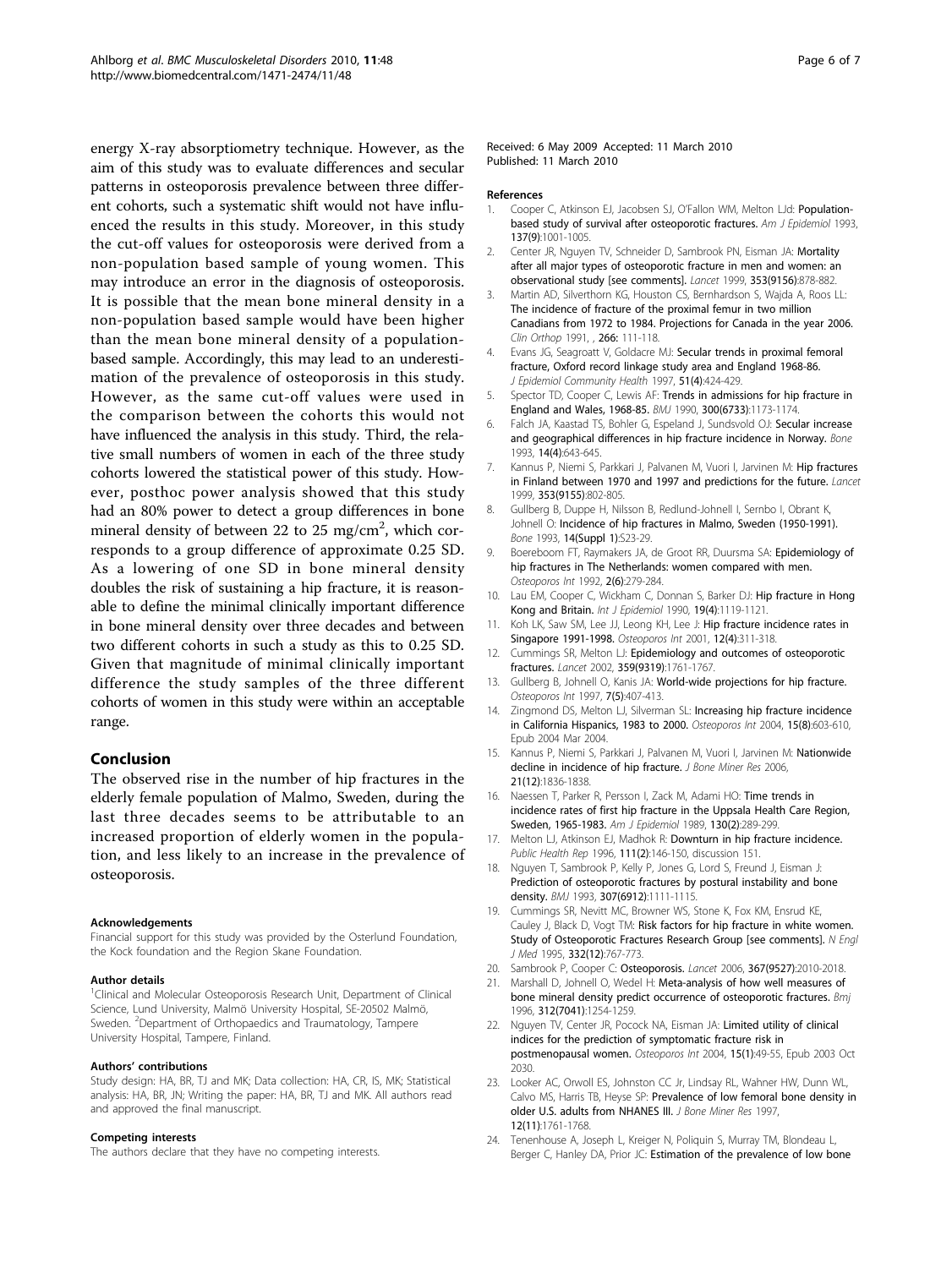energy X-ray absorptiometry technique. However, as the aim of this study was to evaluate differences and secular patterns in osteoporosis prevalence between three different cohorts, such a systematic shift would not have influenced the results in this study. Moreover, in this study the cut-off values for osteoporosis were derived from a non-population based sample of young women. This may introduce an error in the diagnosis of osteoporosis. It is possible that the mean bone mineral density in a non-population based sample would have been higher than the mean bone mineral density of a population-based sample. Accordingly, this may lead to an underestimation of the prevalence of osteoporosis in this study. However, as the same cut-off values were used in the comparison between the cohorts this would not have influenced the analysis in this study. Third, the relative small numbers of women in each of the three study cohorts lowered the statistical power of this study. However, posthoc power analysis showed that this study had an 80% power to detect a group differences in bone mineral density of between 22 to 25 mg/cm$^2$, which corresponds to a group difference of approximate 0.25 SD. As a lowering of one SD in bone mineral density doubles the risk of sustaining a hip fracture, it is reasonable to define the minimal clinically important difference in bone mineral density over three decades and between two different cohorts in such a study as this to 0.25 SD. Given that magnitude of minimal clinically important difference the study samples of the three different cohorts of women in this study were within an acceptable range.

## Conclusion

The observed rise in the number of hip fractures in the elderly female population of Malmo, Sweden, during the last three decades seems to be attributable to an increased proportion of elderly women in the population, and less likely to an increase in the prevalence of osteoporosis.

#### Acknowledgements

Financial support for this study was provided by the Osterlund Foundation, the Kock foundation and the Region Skane Foundation.

#### Author details

[1]Clinical and Molecular Osteoporosis Research Unit, Department of Clinical Science, Lund University, Malmö University Hospital, SE-20502 Malmö, Sweden. [2]Department of Orthopaedics and Traumatology, Tampere University Hospital, Tampere, Finland.

#### Authors' contributions

Study design: HA, BR, TJ and MK; Data collection: HA, CR, IS, MK; Statistical analysis: HA, BR, JN; Writing the paper: HA, BR, TJ and MK. All authors read and approved the final manuscript.

#### Competing interests

The authors declare that they have no competing interests.

Received: 6 May 2009 Accepted: 11 March 2010
Published: 11 March 2010

#### References

1. Cooper C, Atkinson EJ, Jacobsen SJ, O'Fallon WM, Melton LJd: **Population-based study of survival after osteoporotic fractures.** *Am J Epidemiol* 1993, **137(9)**:1001-1005.
2. Center JR, Nguyen TV, Schneider D, Sambrook PN, Eisman JA: **Mortality after all major types of osteoporotic fracture in men and women: an observational study [see comments].** *Lancet* 1999, **353(9156)**:878-882.
3. Martin AD, Silverthorn KG, Houston CS, Bernhardson S, Wajda A, Roos LL: **The incidence of fracture of the proximal femur in two million Canadians from 1972 to 1984. Projections for Canada in the year 2006.** *Clin Orthop* 1991, , **266**: 111-118.
4. Evans JG, Seagroatt V, Goldacre MJ: **Secular trends in proximal femoral fracture, Oxford record linkage study area and England 1968-86.** *J Epidemiol Community Health* 1997, **51(4)**:424-429.
5. Spector TD, Cooper C, Lewis AF: **Trends in admissions for hip fracture in England and Wales, 1968-85.** *BMJ* 1990, **300(6733)**:1173-1174.
6. Falch JA, Kaastad TS, Bohler G, Espeland J, Sundsvold OJ: **Secular increase and geographical differences in hip fracture incidence in Norway.** *Bone* 1993, **14(4)**:643-645.
7. Kannus P, Niemi S, Parkkari J, Palvanen M, Vuori I, Jarvinen M: **Hip fractures in Finland between 1970 and 1997 and predictions for the future.** *Lancet* 1999, **353(9155)**:802-805.
8. Gullberg B, Duppe H, Nilsson B, Redlund-Johnell I, Sernbo I, Obrant K, Johnell O: **Incidence of hip fractures in Malmo, Sweden (1950-1991).** *Bone* 1993, **14(Suppl 1)**:S23-29.
9. Boereboom FT, Raymakers JA, de Groot RR, Duursma SA: **Epidemiology of hip fractures in The Netherlands: women compared with men.** *Osteoporos Int* 1992, **2(6)**:279-284.
10. Lau EM, Cooper C, Wickham C, Donnan S, Barker DJ: **Hip fracture in Hong Kong and Britain.** *Int J Epidemiol* 1990, **19(4)**:1119-1121.
11. Koh LK, Saw SM, Lee JJ, Leong KH, Lee J: **Hip fracture incidence rates in Singapore 1991-1998.** *Osteoporos Int* 2001, **12(4)**:311-318.
12. Cummings SR, Melton LJ: **Epidemiology and outcomes of osteoporotic fractures.** *Lancet* 2002, **359(9319)**:1761-1767.
13. Gullberg B, Johnell O, Kanis JA: **World-wide projections for hip fracture.** *Osteoporos Int* 1997, **7(5)**:407-413.
14. Zingmond DS, Melton LJ, Silverman SL: **Increasing hip fracture incidence in California Hispanics, 1983 to 2000.** *Osteoporos Int* 2004, **15(8)**:603-610, Epub 2004 Mar 2004.
15. Kannus P, Niemi S, Parkkari J, Palvanen M, Vuori I, Jarvinen M: **Nationwide decline in incidence of hip fracture.** *J Bone Miner Res* 2006, **21(12)**:1836-1838.
16. Naessen T, Parker R, Persson I, Zack M, Adami HO: **Time trends in incidence rates of first hip fracture in the Uppsala Health Care Region, Sweden, 1965-1983.** *Am J Epidemiol* 1989, **130(2)**:289-299.
17. Melton LJ, Atkinson EJ, Madhok R: **Downturn in hip fracture incidence.** *Public Health Rep* 1996, **111(2)**:146-150, discussion 151.
18. Nguyen T, Sambrook P, Kelly P, Jones G, Lord S, Freund J, Eisman J: **Prediction of osteoporotic fractures by postural instability and bone density.** *BMJ* 1993, **307(6912)**:1111-1115.
19. Cummings SR, Nevitt MC, Browner WS, Stone K, Fox KM, Ensrud KE, Cauley J, Black D, Vogt TM: **Risk factors for hip fracture in white women. Study of Osteoporotic Fractures Research Group [see comments].** *N Engl J Med* 1995, **332(12)**:767-773.
20. Sambrook P, Cooper C: **Osteoporosis.** *Lancet* 2006, **367(9527)**:2010-2018.
21. Marshall D, Johnell O, Wedel H: **Meta-analysis of how well measures of bone mineral density predict occurrence of osteoporotic fractures.** *Bmj* 1996, **312(7041)**:1254-1259.
22. Nguyen TV, Center JR, Pocock NA, Eisman JA: **Limited utility of clinical indices for the prediction of symptomatic fracture risk in postmenopausal women.** *Osteoporos Int* 2004, **15(1)**:49-55, Epub 2003 Oct 2030.
23. Looker AC, Orwoll ES, Johnston CC Jr, Lindsay RL, Wahner HW, Dunn WL, Calvo MS, Harris TB, Heyse SP: **Prevalence of low femoral bone density in older U.S. adults from NHANES III.** *J Bone Miner Res* 1997, **12(11)**:1761-1768.
24. Tenenhouse A, Joseph L, Kreiger N, Poliquin S, Murray TM, Blondeau L, Berger C, Hanley DA, Prior JC: **Estimation of the prevalence of low bone**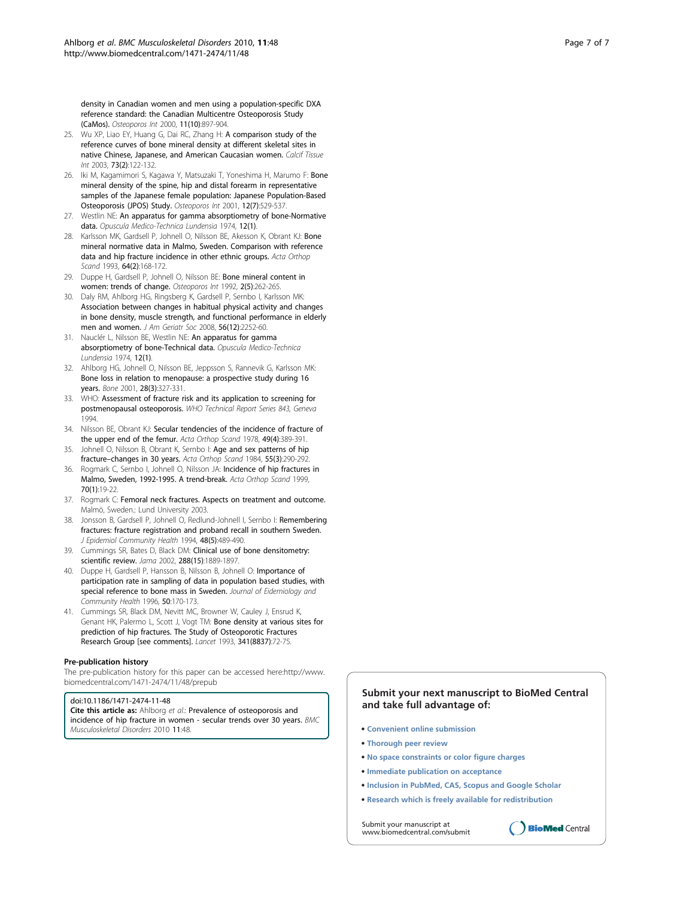density in Canadian women and men using a population-specific DXA reference standard: the Canadian Multicentre Osteoporosis Study (CaMos). *Osteoporos Int* 2000, **11(10)**:897-904.

25. Wu XP, Liao EY, Huang G, Dai RC, Zhang H: **A comparison study of the reference curves of bone mineral density at different skeletal sites in native Chinese, Japanese, and American Caucasian women.** *Calcif Tissue Int* 2003, **73(2)**:122-132.
26. Iki M, Kagamimori S, Kagawa Y, Matsuzaki T, Yoneshima H, Marumo F: **Bone mineral density of the spine, hip and distal forearm in representative samples of the Japanese female population: Japanese Population-Based Osteoporosis (JPOS) Study.** *Osteoporos Int* 2001, **12(7)**:529-537.
27. Westlin NE: **An apparatus for gamma absorptiometry of bone-Normative data.** *Opuscula Medico-Technica Lundensia* 1974, **12(1)**.
28. Karlsson MK, Gardsell P, Johnell O, Nilsson BE, Akesson K, Obrant KJ: **Bone mineral normative data in Malmo, Sweden. Comparison with reference data and hip fracture incidence in other ethnic groups.** *Acta Orthop Scand* 1993, **64(2)**:168-172.
29. Duppe H, Gardsell P, Johnell O, Nilsson BE: **Bone mineral content in women: trends of change.** *Osteoporos Int* 1992, **2(5)**:262-265.
30. Daly RM, Ahlborg HG, Ringsberg K, Gardsell P, Sernbo I, Karlsson MK: **Association between changes in habitual physical activity and changes in bone density, muscle strength, and functional performance in elderly men and women.** *J Am Geriatr Soc* 2008, **56(12)**:2252-60.
31. Nauclér L, Nilsson BE, Westlin NE: **An apparatus for gamma absorptiometry of bone-Technical data.** *Opuscula Medico-Technica Lundensia* 1974, **12(1)**.
32. Ahlborg HG, Johnell O, Nilsson BE, Jeppsson S, Rannevik G, Karlsson MK: **Bone loss in relation to menopause: a prospective study during 16 years.** *Bone* 2001, **28(3)**:327-331.
33. WHO: **Assessment of fracture risk and its application to screening for postmenopausal osteoporosis.** *WHO Technical Report Series 843, Geneva* 1994.
34. Nilsson BE, Obrant KJ: **Secular tendencies of the incidence of fracture of the upper end of the femur.** *Acta Orthop Scand* 1978, **49(4)**:389-391.
35. Johnell O, Nilsson B, Obrant K, Sernbo I: **Age and sex patterns of hip fracture–changes in 30 years.** *Acta Orthop Scand* 1984, **55(3)**:290-292.
36. Rogmark C, Sernbo I, Johnell O, Nilsson JA: **Incidence of hip fractures in Malmo, Sweden, 1992-1995. A trend-break.** *Acta Orthop Scand* 1999, **70(1)**:19-22.
37. Rogmark C: **Femoral neck fractures. Aspects on treatment and outcome.** Malmö, Sweden.: Lund University 2003.
38. Jonsson B, Gardsell P, Johnell O, Redlund-Johnell I, Sernbo I: **Remembering fractures: fracture registration and proband recall in southern Sweden.** *J Epidemiol Community Health* 1994, **48(5)**:489-490.
39. Cummings SR, Bates D, Black DM: **Clinical use of bone densitometry: scientific review.** *Jama* 2002, **288(15)**:1889-1897.
40. Duppe H, Gardsell P, Hansson B, Nilsson B, Johnell O: **Importance of participation rate in sampling of data in population based studies, with special reference to bone mass in Sweden.** *Journal of Eidemiology and Community Health* 1996, **50**:170-173.
41. Cummings SR, Black DM, Nevitt MC, Browner W, Cauley J, Ensrud K, Genant HK, Palermo L, Scott J, Vogt TM: **Bone density at various sites for prediction of hip fractures. The Study of Osteoporotic Fractures Research Group [see comments].** *Lancet* 1993, **341(8837)**:72-75.

**Pre-publication history**

The pre-publication history for this paper can be accessed here:http://www.biomedcentral.com/1471-2474/11/48/prepub

doi:10.1186/1471-2474-11-48

**Cite this article as:** Ahlborg *et al.*: Prevalence of osteoporosis and incidence of hip fracture in women - secular trends over 30 years. *BMC Musculoskeletal Disorders* 2010 **11**:48.

**Submit your next manuscript to BioMed Central and take full advantage of:**

- **Convenient online submission**
- **Thorough peer review**
- **No space constraints or color figure charges**
- **Immediate publication on acceptance**
- **Inclusion in PubMed, CAS, Scopus and Google Scholar**
- **Research which is freely available for redistribution**

Submit your manuscript at www.biomedcentral.com/submit

BioMed Central